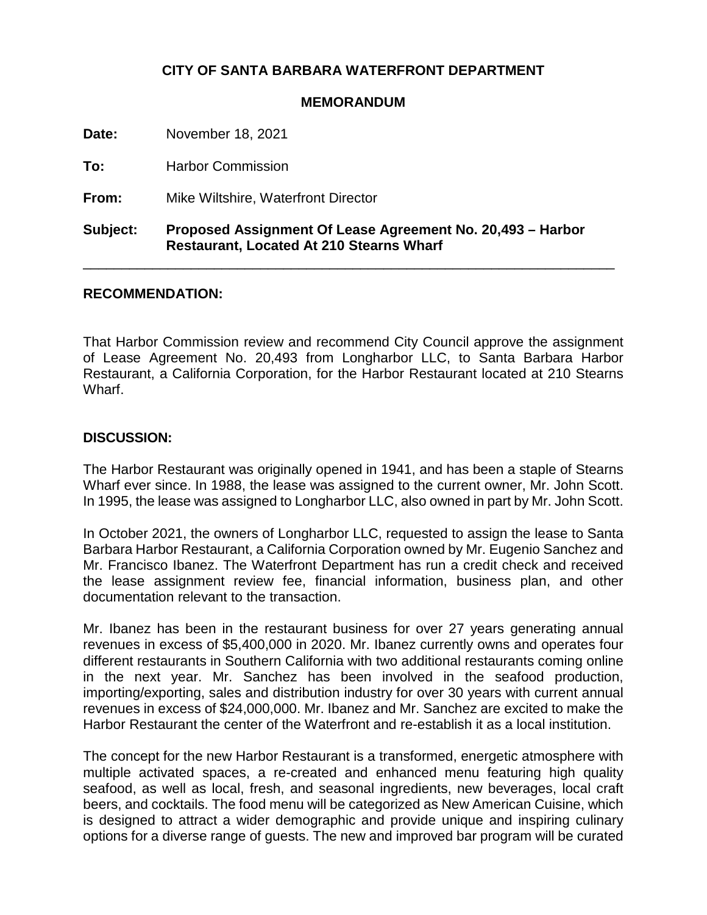**CITY OF SANTA BARBARA WATERFRONT DEPARTMENT**

**MEMORANDUM**

**Date:** November 18, 2021

**To:** Harbor Commission

**From:** Mike Wiltshire, Waterfront Director

**Subject: Proposed Assignment Of Lease Agreement No. 20,493 – Harbor Restaurant, Located At 210 Stearns Wharf**

---

## RECOMMENDATION:

That Harbor Commission review and recommend City Council approve the assignment of Lease Agreement No. 20,493 from Longharbor LLC, to Santa Barbara Harbor Restaurant, a California Corporation, for the Harbor Restaurant located at 210 Stearns Wharf.

## DISCUSSION:

The Harbor Restaurant was originally opened in 1941, and has been a staple of Stearns Wharf ever since. In 1988, the lease was assigned to the current owner, Mr. John Scott. In 1995, the lease was assigned to Longharbor LLC, also owned in part by Mr. John Scott.

In October 2021, the owners of Longharbor LLC, requested to assign the lease to Santa Barbara Harbor Restaurant, a California Corporation owned by Mr. Eugenio Sanchez and Mr. Francisco Ibanez. The Waterfront Department has run a credit check and received the lease assignment review fee, financial information, business plan, and other documentation relevant to the transaction.

Mr. Ibanez has been in the restaurant business for over 27 years generating annual revenues in excess of $5,400,000 in 2020. Mr. Ibanez currently owns and operates four different restaurants in Southern California with two additional restaurants coming online in the next year. Mr. Sanchez has been involved in the seafood production, importing/exporting, sales and distribution industry for over 30 years with current annual revenues in excess of $24,000,000. Mr. Ibanez and Mr. Sanchez are excited to make the Harbor Restaurant the center of the Waterfront and re-establish it as a local institution.

The concept for the new Harbor Restaurant is a transformed, energetic atmosphere with multiple activated spaces, a re-created and enhanced menu featuring high quality seafood, as well as local, fresh, and seasonal ingredients, new beverages, local craft beers, and cocktails. The food menu will be categorized as New American Cuisine, which is designed to attract a wider demographic and provide unique and inspiring culinary options for a diverse range of guests. The new and improved bar program will be curated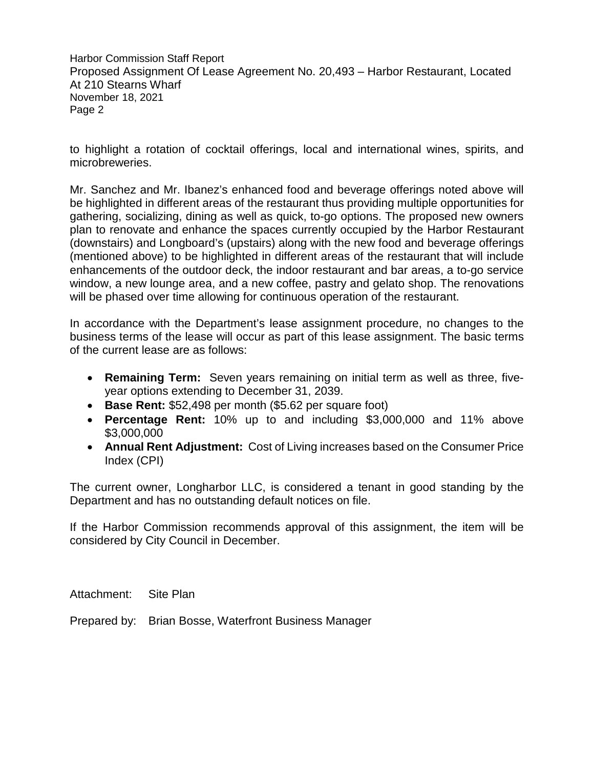to highlight a rotation of cocktail offerings, local and international wines, spirits, and microbreweries.

Mr. Sanchez and Mr. Ibanez's enhanced food and beverage offerings noted above will be highlighted in different areas of the restaurant thus providing multiple opportunities for gathering, socializing, dining as well as quick, to-go options. The proposed new owners plan to renovate and enhance the spaces currently occupied by the Harbor Restaurant (downstairs) and Longboard's (upstairs) along with the new food and beverage offerings (mentioned above) to be highlighted in different areas of the restaurant that will include enhancements of the outdoor deck, the indoor restaurant and bar areas, a to-go service window, a new lounge area, and a new coffee, pastry and gelato shop. The renovations will be phased over time allowing for continuous operation of the restaurant.

In accordance with the Department's lease assignment procedure, no changes to the business terms of the lease will occur as part of this lease assignment. The basic terms of the current lease are as follows:

- **Remaining Term:** Seven years remaining on initial term as well as three, five-year options extending to December 31, 2039.
- **Base Rent:** $52,498 per month ($5.62 per square foot)
- **Percentage Rent:** 10% up to and including $3,000,000 and 11% above $3,000,000
- **Annual Rent Adjustment:** Cost of Living increases based on the Consumer Price Index (CPI)

The current owner, Longharbor LLC, is considered a tenant in good standing by the Department and has no outstanding default notices on file.

If the Harbor Commission recommends approval of this assignment, the item will be considered by City Council in December.

Attachment: Site Plan

Prepared by: Brian Bosse, Waterfront Business Manager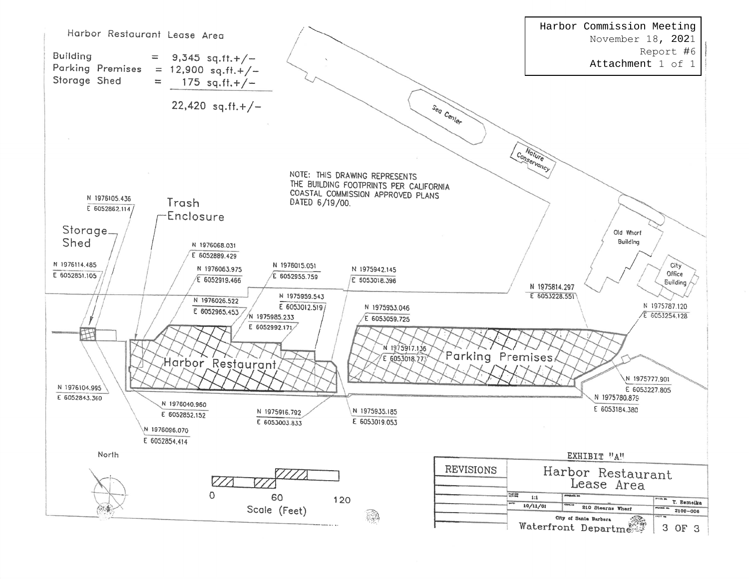Harbor Commission Meeting
November 18, 2021
Report #6
Attachment 1 of 1

## Harbor Restaurant Lease Area

| | | |
|---|---|---|
| Building | = | 9,345 sq.ft.+/− |
| Parking Premises | = | 12,900 sq.ft.+/− |
| Storage Shed | = | 175 sq.ft.+/− |
| | | 22,420 sq.ft.+/− |

NOTE: THIS DRAWING REPRESENTS THE BUILDING FOOTPRINTS PER CALIFORNIA COASTAL COMMISSION APPROVED PLANS DATED 6/19/00.

Sea Center

Nature Conservancy

Old Wharf Building

City Office Building

Storage Shed

Trash Enclosure

Harbor Restaurant

Parking Premises

N 1976105.436
E 6052862.114

N 1976114.485
E 6052851.105

N 1976068.031
E 6052889.429

N 1976063.975
E 6052919.466

N 1976015.051
E 6052955.759

N 1975942.145
E 6053018.396

N 1975959.543
E 6053012.519

N 1976026.522
E 6052965.453

N 1975985.233
E 6052992.171

N 1975953.046
E 6053059.725

N 1975917.136
E 6053018.773

N 1975814.297
E 6053228.551

N 1975787.120
E 6053254.128

N 1975777.901
E 6053227.805

N 1975780.879
E 6053184.380

N 1976104.995
E 6052843.360

N 1976040.960
E 6052852.152

N 1975916.792
E 6053003.833

N 1975935.185
E 6053019.053

N 1976096.070
E 6052854.414

North

0 60 120
Scale (Feet)

EXHIBIT "A"

REVISIONS

Harbor Restaurant Lease Area

1:1

10/11/01

210 Stearns Wharf

T. Remeika

2100-006

City of Santa Barbara

Waterfront Department

3 OF 3